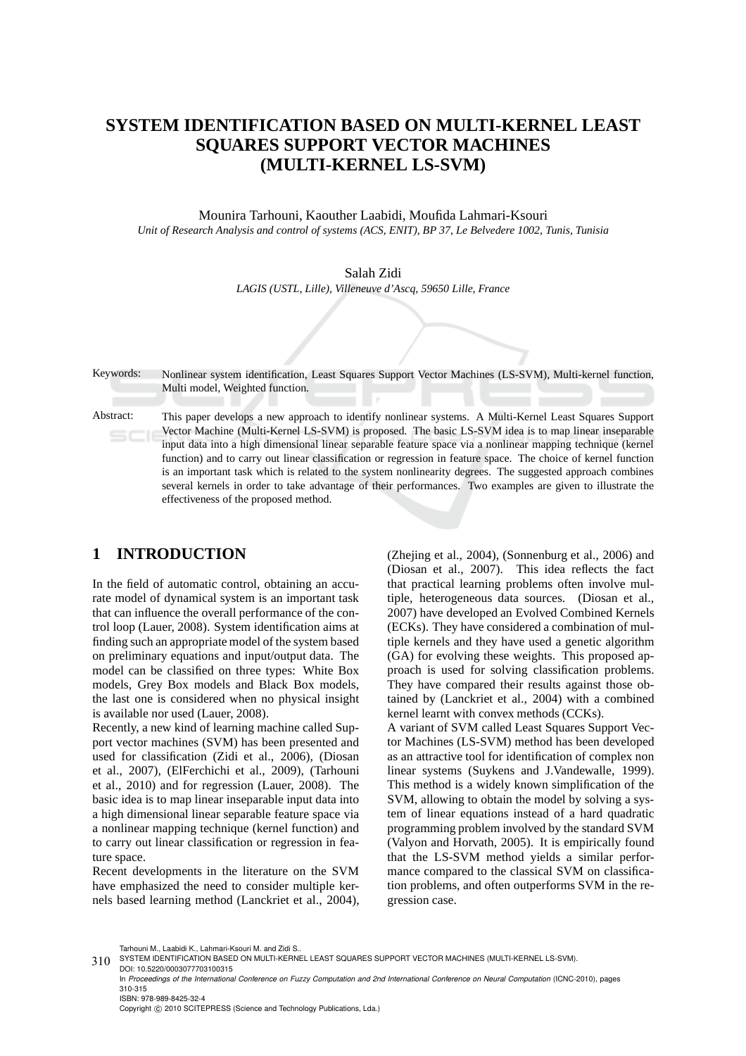# SYSTEM IDENTIFICATION BASED ON MULTI-KERNEL LEAST SQUARES SUPPORT VECTOR MACHINES (MULTI-KERNEL LS-SVM)

Mounira Tarhouni, Kaouther Laabidi, Moufida Lahmari-Ksouri

*Unit of Research Analysis and control of systems (ACS, ENIT), BP 37, Le Belvedere 1002, Tunis, Tunisia*

Salah Zidi

*LAGIS (USTL, Lille), Villeneuve d'Ascq, 59650 Lille, France*

Keywords: Nonlinear system identification, Least Squares Support Vector Machines (LS-SVM), Multi-kernel function, Multi model, Weighted function.

Abstract: This paper develops a new approach to identify nonlinear systems. A Multi-Kernel Least Squares Support Vector Machine (Multi-Kernel LS-SVM) is proposed. The basic LS-SVM idea is to map linear inseparable input data into a high dimensional linear separable feature space via a nonlinear mapping technique (kernel function) and to carry out linear classification or regression in feature space. The choice of kernel function is an important task which is related to the system nonlinearity degrees. The suggested approach combines several kernels in order to take advantage of their performances. Two examples are given to illustrate the effectiveness of the proposed method.

## 1 INTRODUCTION

In the field of automatic control, obtaining an accurate model of dynamical system is an important task that can influence the overall performance of the control loop (Lauer, 2008). System identification aims at finding such an appropriate model of the system based on preliminary equations and input/output data. The model can be classified on three types: White Box models, Grey Box models and Black Box models, the last one is considered when no physical insight is available nor used (Lauer, 2008).

Recently, a new kind of learning machine called Support vector machines (SVM) has been presented and used for classification (Zidi et al., 2006), (Diosan et al., 2007), (ElFerchichi et al., 2009), (Tarhouni et al., 2010) and for regression (Lauer, 2008). The basic idea is to map linear inseparable input data into a high dimensional linear separable feature space via a nonlinear mapping technique (kernel function) and to carry out linear classification or regression in feature space.

Recent developments in the literature on the SVM have emphasized the need to consider multiple kernels based learning method (Lanckriet et al., 2004), (Zhejing et al., 2004), (Sonnenburg et al., 2006) and (Diosan et al., 2007). This idea reflects the fact that practical learning problems often involve multiple, heterogeneous data sources. (Diosan et al., 2007) have developed an Evolved Combined Kernels (ECKs). They have considered a combination of multiple kernels and they have used a genetic algorithm (GA) for evolving these weights. This proposed approach is used for solving classification problems. They have compared their results against those obtained by (Lanckriet et al., 2004) with a combined kernel learnt with convex methods (CCKs).

A variant of SVM called Least Squares Support Vector Machines (LS-SVM) method has been developed as an attractive tool for identification of complex non linear systems (Suykens and J.Vandewalle, 1999). This method is a widely known simplification of the SVM, allowing to obtain the model by solving a system of linear equations instead of a hard quadratic programming problem involved by the standard SVM (Valyon and Horvath, 2005). It is empirically found that the LS-SVM method yields a similar performance compared to the classical SVM on classification problems, and often outperforms SVM in the regression case.

Tarhouni M., Laabidi K., Lahmari-Ksouri M. and Zidi S..
SYSTEM IDENTIFICATION BASED ON MULTI-KERNEL LEAST SQUARES SUPPORT VECTOR MACHINES (MULTI-KERNEL LS-SVM).
DOI: 10.5220/0003077703100315
In *Proceedings of the International Conference on Fuzzy Computation and 2nd International Conference on Neural Computation* (ICNC-2010), pages 310-315
ISBN: 978-989-8425-32-4
Copyright © 2010 SCITEPRESS (Science and Technology Publications, Lda.)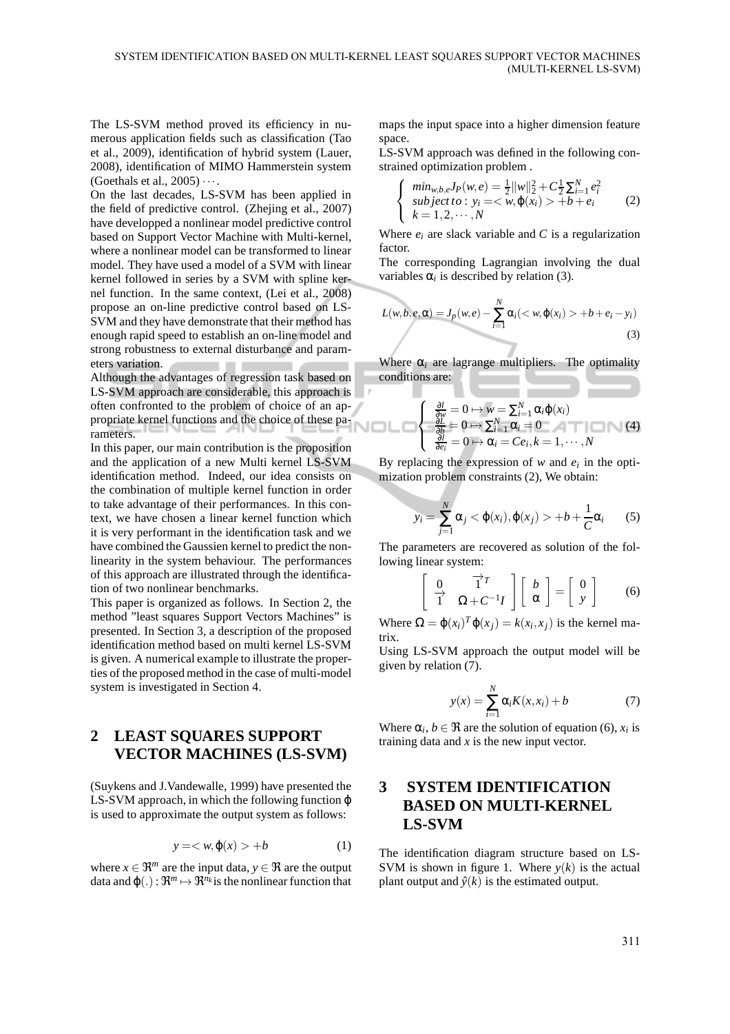The LS-SVM method proved its efficiency in numerous application fields such as classification (Tao et al., 2009), identification of hybrid system (Lauer, 2008), identification of MIMO Hammerstein system (Goethals et al., 2005) $\cdots$.

On the last decades, LS-SVM has been applied in the field of predictive control. (Zhejing et al., 2007) have developped a nonlinear model predictive control based on Support Vector Machine with Multi-kernel, where a nonlinear model can be transformed to linear model. They have used a model of a SVM with linear kernel followed in series by a SVM with spline kernel function. In the same context, (Lei et al., 2008) propose an on-line predictive control based on LS-SVM and they have demonstrate that their method has enough rapid speed to establish an on-line model and strong robustness to external disturbance and parameters variation.

Although the advantages of regression task based on LS-SVM approach are considerable, this approach is often confronted to the problem of choice of an appropriate kernel functions and the choice of these parameters.

In this paper, our main contribution is the proposition and the application of a new Multi kernel LS-SVM identification method. Indeed, our idea consists on the combination of multiple kernel function in order to take advantage of their performances. In this context, we have chosen a linear kernel function which it is very performant in the identification task and we have combined the Gaussien kernel to predict the nonlinearity in the system behaviour. The performances of this approach are illustrated through the identification of two nonlinear benchmarks.

This paper is organized as follows. In Section 2, the method "least squares Support Vectors Machines" is presented. In Section 3, a description of the proposed identification method based on multi kernel LS-SVM is given. A numerical example to illustrate the properties of the proposed method in the case of multi-model system is investigated in Section 4.

## 2 LEAST SQUARES SUPPORT VECTOR MACHINES (LS-SVM)

(Suykens and J.Vandewalle, 1999) have presented the LS-SVM approach, in which the following function $\varphi$ is used to approximate the output system as follows:

$$y = < w, \varphi(x) > +b \tag{1}$$

where $x \in \Re^m$ are the input data, $y \in \Re$ are the output data and $\varphi(.) : \Re^m \mapsto \Re^{n_k}$ is the nonlinear function that maps the input space into a higher dimension feature space.

LS-SVM approach was defined in the following constrained optimization problem .

$$\begin{cases} min_{w,b,e} J_P(w,e) = \frac{1}{2}\|w\|_2^2 + C\frac{1}{2}\sum_{i=1}^{N} e_i^2 \\ subject\,to : y_i = < w, \varphi(x_i) > +b + e_i \\ k = 1, 2, \cdots, N \end{cases} \tag{2}$$

Where $e_i$ are slack variable and $C$ is a regularization factor.

The corresponding Lagrangian involving the dual variables $\alpha_i$ is described by relation (3).

$$L(w,b,e,\alpha) = J_p(w,e) - \sum_{i=1}^{N} \alpha_i (< w, \varphi(x_i) > +b + e_i - y_i) \tag{3}$$

Where $\alpha_i$ are lagrange multipliers. The optimality conditions are:

$$\begin{cases} \frac{\partial l}{\partial w} = 0 \mapsto w = \sum_{i=1}^{N} \alpha_i \varphi(x_i) \\ \frac{\partial l}{\partial b} = 0 \mapsto \sum_{i=1}^{N} \alpha_i = 0 \\ \frac{\partial l}{\partial e_i} = 0 \mapsto \alpha_i = Ce_i, k = 1, \cdots, N \end{cases} \tag{4}$$

By replacing the expression of $w$ and $e_i$ in the optimization problem constraints (2), We obtain:

$$y_i = \sum_{j=1}^{N} \alpha_j < \varphi(x_i), \varphi(x_j) > +b + \frac{1}{C}\alpha_i \tag{5}$$

The parameters are recovered as solution of the following linear system:

$$\begin{bmatrix} 0 & \overrightarrow{1}^T \\ \overrightarrow{1} & \Omega + C^{-1}I \end{bmatrix} \begin{bmatrix} b \\ \alpha \end{bmatrix} = \begin{bmatrix} 0 \\ y \end{bmatrix} \tag{6}$$

Where $\Omega = \varphi(x_i)^T \varphi(x_j) = k(x_i, x_j)$ is the kernel matrix.

Using LS-SVM approach the output model will be given by relation (7).

$$y(x) = \sum_{i=1}^{N} \alpha_i K(x, x_i) + b \tag{7}$$

Where $\alpha_i$, $b \in \Re$ are the solution of equation (6), $x_i$ is training data and $x$ is the new input vector.

## 3 SYSTEM IDENTIFICATION BASED ON MULTI-KERNEL LS-SVM

The identification diagram structure based on LS-SVM is shown in figure 1. Where $y(k)$ is the actual plant output and $\hat{y}(k)$ is the estimated output.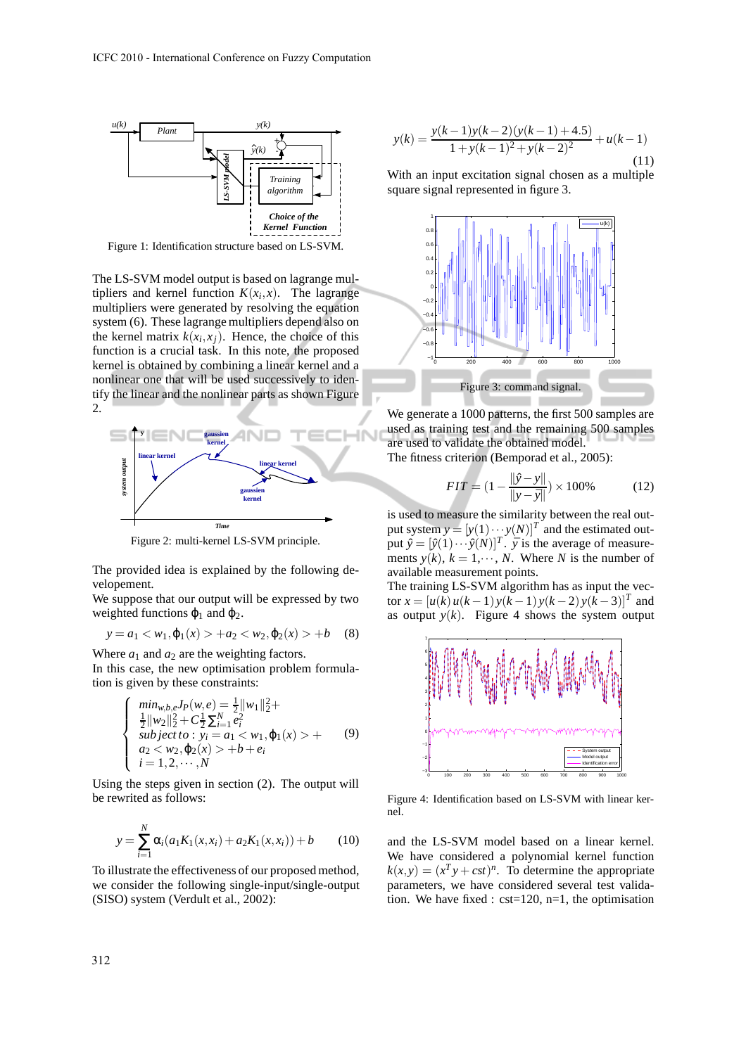Figure 1: Identification structure based on LS-SVM.

The LS-SVM model output is based on lagrange multipliers and kernel function $K(x_i,x)$. The lagrange multipliers were generated by resolving the equation system (6). These lagrange multipliers depend also on the kernel matrix $k(x_i,x_j)$. Hence, the choice of this function is a crucial task. In this note, the proposed kernel is obtained by combining a linear kernel and a nonlinear one that will be used successively to identify the linear and the nonlinear parts as shown Figure 2.

Figure 2: multi-kernel LS-SVM principle.

The provided idea is explained by the following developement.

We suppose that our output will be expressed by two weighted functions $\varphi_1$ and $\varphi_2$.

$$y = a_1 < w_1, \varphi_1(x) > + a_2 < w_2, \varphi_2(x) > + b \quad (8)$$

Where $a_1$ and $a_2$ are the weighting factors.

In this case, the new optimisation problem formulation is given by these constraints:

$$\begin{cases} \min_{w,b,e} J_P(w,e) = \frac{1}{2}\|w_1\|_2^2 + \\ \frac{1}{2}\|w_2\|_2^2 + C\frac{1}{2}\sum_{i=1}^{N} e_i^2 \\ subject\,to: y_i = a_1 < w_1, \varphi_1(x) > + \\ a_2 < w_2, \varphi_2(x) > + b + e_i \\ i = 1, 2, \cdots, N \end{cases} \quad (9)$$

Using the steps given in section (2). The output will be rewrited as follows:

$$y = \sum_{i=1}^{N} \alpha_i (a_1 K_1(x,x_i) + a_2 K_1(x,x_i)) + b \quad (10)$$

To illustrate the effectiveness of our proposed method, we consider the following single-input/single-output (SISO) system (Verdult et al., 2002):

$$y(k) = \frac{y(k-1)y(k-2)(y(k-1)+4.5)}{1+y(k-1)^2+y(k-2)^2} + u(k-1) \quad (11)$$

With an input excitation signal chosen as a multiple square signal represented in figure 3.

Figure 3: command signal.

We generate a 1000 patterns, the first 500 samples are used as training test and the remaining 500 samples are used to validate the obtained model.

The fitness criterion (Bemporad et al., 2005):

$$FIT = \left(1 - \frac{\|\hat{y} - y\|}{\|y - \bar{y}\|}\right) \times 100\% \quad (12)$$

is used to measure the similarity between the real output system $y = [y(1) \cdots y(N)]^T$ and the estimated output $\hat{y} = [\hat{y}(1) \cdots \hat{y}(N)]^T$. $\bar{y}$ is the average of measurements $y(k)$, $k = 1, \cdots, N$. Where $N$ is the number of available measurement points.

The training LS-SVM algorithm has as input the vector $x = [u(k)\, u(k-1)\, y(k-1)\, y(k-2)\, y(k-3)]^T$ and as output $y(k)$. Figure 4 shows the system output

Figure 4: Identification based on LS-SVM with linear kernel.

and the LS-SVM model based on a linear kernel. We have considered a polynomial kernel function $k(x,y) = (x^T y + cst)^n$. To determine the appropriate parameters, we have considered several test validation. We have fixed : cst=120, n=1, the optimisation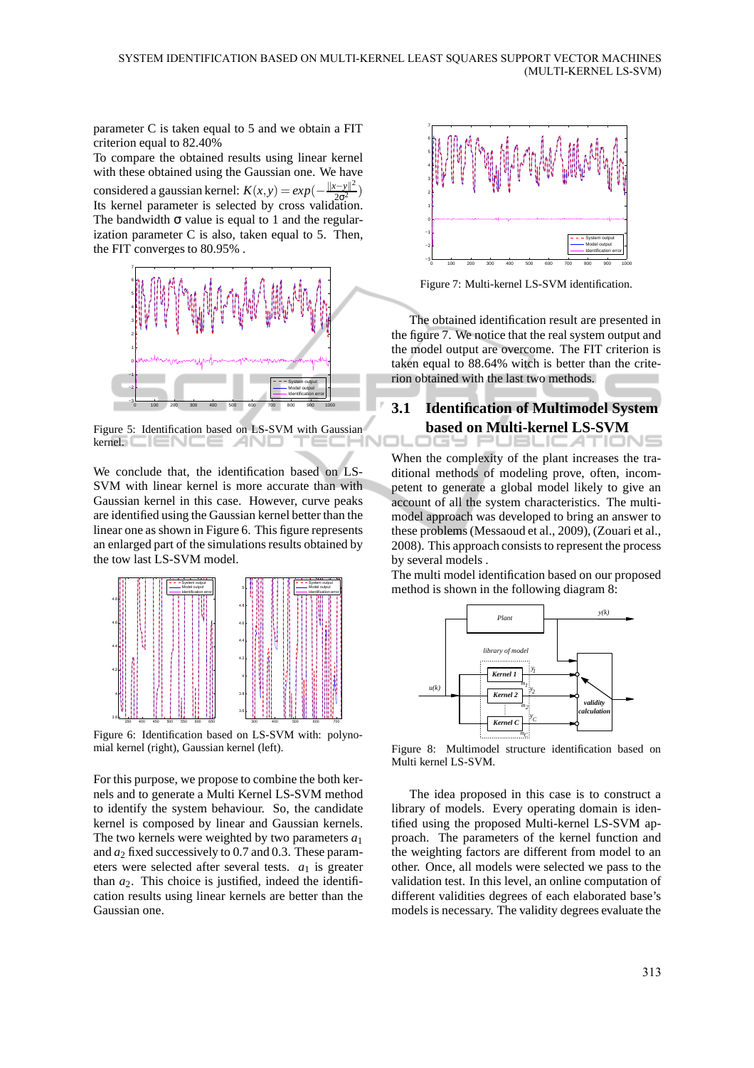parameter C is taken equal to 5 and we obtain a FIT criterion equal to 82.40%

To compare the obtained results using linear kernel with these obtained using the Gaussian one. We have considered a gaussian kernel: $K(x,y) = exp(-\frac{\|x-y\|^2}{2\sigma^2})$ Its kernel parameter is selected by cross validation. The bandwidth σ value is equal to 1 and the regularization parameter C is also, taken equal to 5. Then, the FIT converges to 80.95% .

Figure 5: Identification based on LS-SVM with Gaussian kernel.

We conclude that, the identification based on LS-SVM with linear kernel is more accurate than with Gaussian kernel in this case. However, curve peaks are identified using the Gaussian kernel better than the linear one as shown in Figure 6. This figure represents an enlarged part of the simulations results obtained by the tow last LS-SVM model.

Figure 6: Identification based on LS-SVM with: polynomial kernel (right), Gaussian kernel (left).

For this purpose, we propose to combine the both kernels and to generate a Multi Kernel LS-SVM method to identify the system behaviour. So, the candidate kernel is composed by linear and Gaussian kernels. The two kernels were weighted by two parameters $a_1$ and $a_2$ fixed successively to 0.7 and 0.3. These parameters were selected after several tests. $a_1$ is greater than $a_2$. This choice is justified, indeed the identification results using linear kernels are better than the Gaussian one.

Figure 7: Multi-kernel LS-SVM identification.

The obtained identification result are presented in the figure 7. We notice that the real system output and the model output are overcome. The FIT criterion is taken equal to 88.64% witch is better than the criterion obtained with the last two methods.

## 3.1 Identification of Multimodel System based on Multi-kernel LS-SVM

When the complexity of the plant increases the traditional methods of modeling prove, often, incompetent to generate a global model likely to give an account of all the system characteristics. The multimodel approach was developed to bring an answer to these problems (Messaoud et al., 2009), (Zouari et al., 2008). This approach consists to represent the process by several models .

The multi model identification based on our proposed method is shown in the following diagram 8:

Figure 8: Multimodel structure identification based on Multi kernel LS-SVM.

The idea proposed in this case is to construct a library of models. Every operating domain is identified using the proposed Multi-kernel LS-SVM approach. The parameters of the kernel function and the weighting factors are different from model to an other. Once, all models were selected we pass to the validation test. In this level, an online computation of different validities degrees of each elaborated base's models is necessary. The validity degrees evaluate the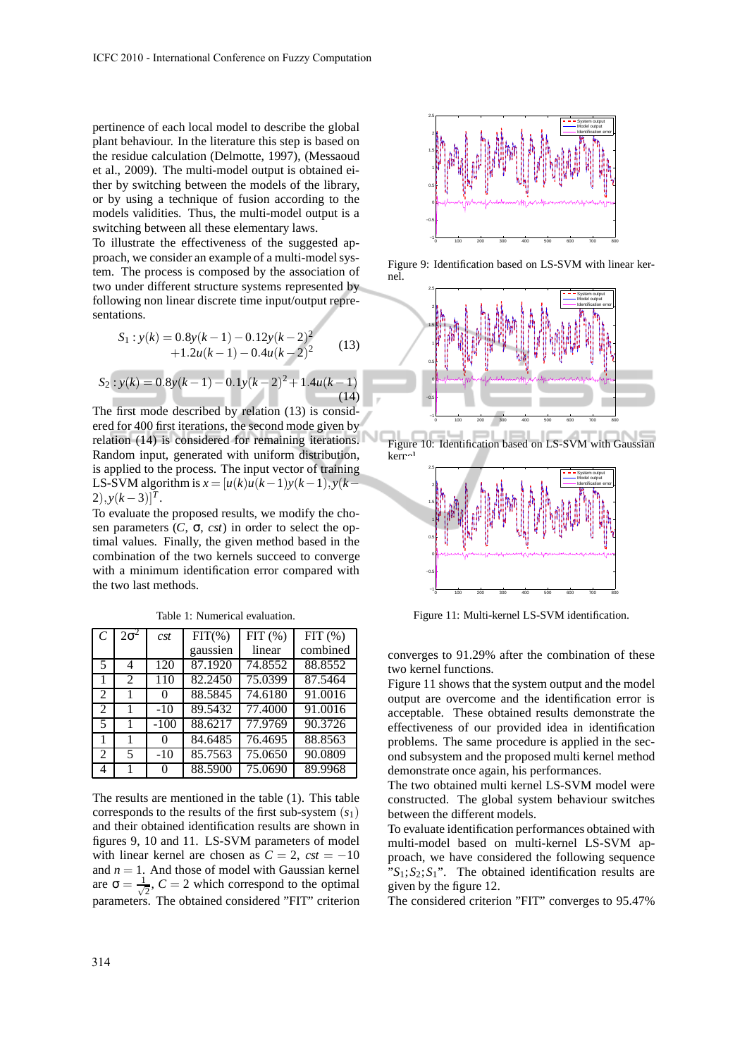pertinence of each local model to describe the global plant behaviour. In the literature this step is based on the residue calculation (Delmotte, 1997), (Messaoud et al., 2009). The multi-model output is obtained either by switching between the models of the library, or by using a technique of fusion according to the models validities. Thus, the multi-model output is a switching between all these elementary laws.

To illustrate the effectiveness of the suggested approach, we consider an example of a multi-model system. The process is composed by the association of two under different structure systems represented by following non linear discrete time input/output representations.

$$S_1 : y(k) = 0.8y(k-1) - 0.12y(k-2)^2 + 1.2u(k-1) - 0.4u(k-2)^2 \quad (13)$$

$$S_2 : y(k) = 0.8y(k-1) - 0.1y(k-2)^2 + 1.4u(k-1) \quad (14)$$

The first mode described by relation (13) is considered for 400 first iterations, the second mode given by relation (14) is considered for remaining iterations. Random input, generated with uniform distribution, is applied to the process. The input vector of training LS-SVM algorithm is $x = [u(k)u(k-1)y(k-1), y(k-2), y(k-3)]^T$.

To evaluate the proposed results, we modify the chosen parameters ($C$, $\sigma$, $cst$) in order to select the optimal values. Finally, the given method based in the combination of the two kernels succeed to converge with a minimum identification error compared with the two last methods.

Table 1: Numerical evaluation.

| $C$ | $2\sigma^2$ | $cst$ | FIT(%) gaussien | FIT (%) linear | FIT (%) combined |
|---|---|---|---|---|---|
| 5 | 4 | 120 | 87.1920 | 74.8552 | 88.8552 |
| 1 | 2 | 110 | 82.2450 | 75.0399 | 87.5464 |
| 2 | 1 | 0 | 88.5845 | 74.6180 | 91.0016 |
| 2 | 1 | -10 | 89.5432 | 77.4000 | 91.0016 |
| 5 | 1 | -100 | 88.6217 | 77.9769 | 90.3726 |
| 1 | 1 | 0 | 84.6485 | 76.4695 | 88.8563 |
| 2 | 5 | -10 | 85.7563 | 75.0650 | 90.0809 |
| 4 | 1 | 0 | 88.5900 | 75.0690 | 89.9968 |

The results are mentioned in the table (1). This table corresponds to the results of the first sub-system ($s_1$) and their obtained identification results are shown in figures 9, 10 and 11. LS-SVM parameters of model with linear kernel are chosen as $C = 2$, $cst = -10$ and $n = 1$. And those of model with Gaussian kernel are $\sigma = \frac{1}{\sqrt{2}}$, $C = 2$ which correspond to the optimal parameters. The obtained considered "FIT" criterion converges to 91.29% after the combination of these two kernel functions.

Figure 9: Identification based on LS-SVM with linear kernel.

Figure 10: Identification based on LS-SVM with Gaussian kernel.

Figure 11: Multi-kernel LS-SVM identification.

Figure 11 shows that the system output and the model output are overcome and the identification error is acceptable. These obtained results demonstrate the effectiveness of our provided idea in identification problems. The same procedure is applied in the second subsystem and the proposed multi kernel method demonstrate once again, his performances.

The two obtained multi kernel LS-SVM model were constructed. The global system behaviour switches between the different models.

To evaluate identification performances obtained with multi-model based on multi-kernel LS-SVM approach, we have considered the following sequence "$S_1; S_2; S_1$". The obtained identification results are given by the figure 12.

The considered criterion "FIT" converges to 95.47%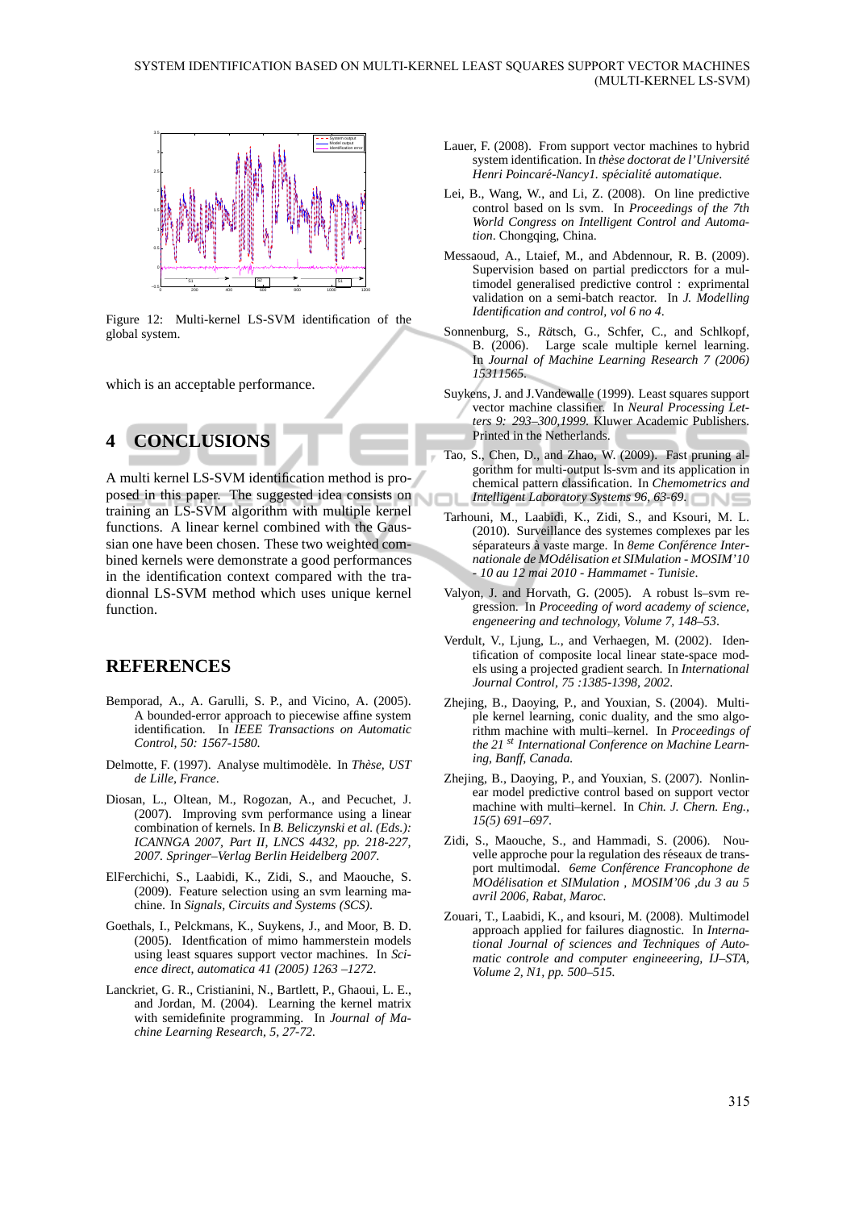System output
Model output
Identification error

3.5
3
2.5
2
1.5
1
0.5
0
−0.5

0 200 400 600 800 1000 1200

S1 S2 S1

Figure 12: Multi-kernel LS-SVM identification of the global system.

which is an acceptable performance.

## 4 CONCLUSIONS

A multi kernel LS-SVM identification method is proposed in this paper. The suggested idea consists on training an LS-SVM algorithm with multiple kernel functions. A linear kernel combined with the Gaussian one have been chosen. These two weighted combined kernels were demonstrate a good performances in the identification context compared with the traditionnal LS-SVM method which uses unique kernel function.

## REFERENCES

Bemporad, A., A. Garulli, S. P., and Vicino, A. (2005). A bounded-error approach to piecewise affine system identification. In *IEEE Transactions on Automatic Control, 50: 1567-1580*.

Delmotte, F. (1997). Analyse multimodèle. In *Thèse, UST de Lille, France*.

Diosan, L., Oltean, M., Rogozan, A., and Pecuchet, J. (2007). Improving svm performance using a linear combination of kernels. In *B. Beliczynski et al. (Eds.): ICANNGA 2007, Part II, LNCS 4432, pp. 218-227, 2007. Springer–Verlag Berlin Heidelberg 2007*.

ElFerchichi, S., Laabidi, K., Zidi, S., and Maouche, S. (2009). Feature selection using an svm learning machine. In *Signals, Circuits and Systems (SCS)*.

Goethals, I., Pelckmans, K., Suykens, J., and Moor, B. D. (2005). Identfication of mimo hammerstein models using least squares support vector machines. In *Science direct, automatica 41 (2005) 1263 –1272*.

Lanckriet, G. R., Cristianini, N., Bartlett, P., Ghaoui, L. E., and Jordan, M. (2004). Learning the kernel matrix with semidefinite programming. In *Journal of Machine Learning Research, 5, 27-72*.

Lauer, F. (2008). From support vector machines to hybrid system identification. In *thèse doctorat de l'Université Henri Poincaré-Nancy1. spécialité automatique*.

Lei, B., Wang, W., and Li, Z. (2008). On line predictive control based on ls svm. In *Proceedings of the 7th World Congress on Intelligent Control and Automation*. Chongqing, China.

Messaoud, A., Ltaief, M., and Abdennour, R. B. (2009). Supervision based on partial predicctors for a multimodel generalised predictive control : exprimental validation on a semi-batch reactor. In *J. Modelling Identification and control, vol 6 no 4*.

Sonnenburg, S., Rätsch, G., Schfer, C., and Schlkopf, B. (2006). Large scale multiple kernel learning. In *Journal of Machine Learning Research 7 (2006) 15311565*.

Suykens, J. and J.Vandewalle (1999). Least squares support vector machine classifier. In *Neural Processing Letters 9: 293–300,1999*. Kluwer Academic Publishers. Printed in the Netherlands.

Tao, S., Chen, D., and Zhao, W. (2009). Fast pruning algorithm for multi-output ls-svm and its application in chemical pattern classification. In *Chemometrics and Intelligent Laboratory Systems 96, 63-69*.

Tarhouni, M., Laabidi, K., Zidi, S., and Ksouri, M. L. (2010). Surveillance des systemes complexes par les séparateurs à vaste marge. In *8eme Conférence Internationale de MOdélisation et SIMulation - MOSIM'10 - 10 au 12 mai 2010 - Hammamet - Tunisie*.

Valyon, J. and Horvath, G. (2005). A robust ls–svm regression. In *Proceeding of word academy of science, engeneering and technology, Volume 7, 148–53*.

Verdult, V., Ljung, L., and Verhaegen, M. (2002). Identification of composite local linear state-space models using a projected gradient search. In *International Journal Control, 75 :1385-1398, 2002*.

Zhejing, B., Daoying, P., and Youxian, S. (2004). Multiple kernel learning, conic duality, and the smo algorithm machine with multi–kernel. In *Proceedings of the 21 $^{st}$ International Conference on Machine Learning, Banff, Canada*.

Zhejing, B., Daoying, P., and Youxian, S. (2007). Nonlinear model predictive control based on support vector machine with multi–kernel. In *Chin. J. Chern. Eng., 15(5) 691–697*.

Zidi, S., Maouche, S., and Hammadi, S. (2006). Nouvelle approche pour la regulation des réseaux de transport multimodal. *6eme Conférence Francophone de MOdélisation et SIMulation , MOSIM'06 ,du 3 au 5 avril 2006, Rabat, Maroc*.

Zouari, T., Laabidi, K., and ksouri, M. (2008). Multimodel approach applied for failures diagnostic. In *International Journal of sciences and Techniques of Automatic controle and computer engineeering, IJ–STA, Volume 2, N1, pp. 500–515*.